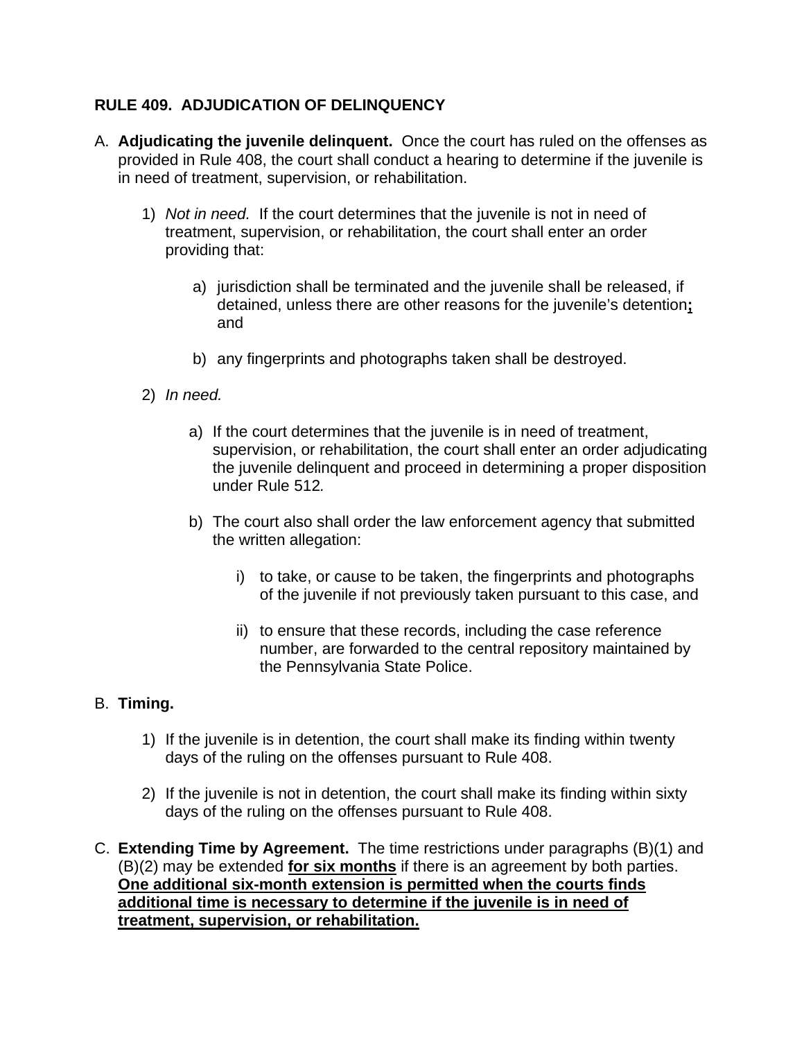## RULE 409. ADJUDICATION OF DELINQUENCY

A. **Adjudicating the juvenile delinquent.** Once the court has ruled on the offenses as provided in Rule 408, the court shall conduct a hearing to determine if the juvenile is in need of treatment, supervision, or rehabilitation.

   1) *Not in need.* If the court determines that the juvenile is not in need of treatment, supervision, or rehabilitation, the court shall enter an order providing that:

      a) jurisdiction shall be terminated and the juvenile shall be released, if detained, unless there are other reasons for the juvenile's detention**;** and

      b) any fingerprints and photographs taken shall be destroyed.

   2) *In need.*

      a) If the court determines that the juvenile is in need of treatment, supervision, or rehabilitation, the court shall enter an order adjudicating the juvenile delinquent and proceed in determining a proper disposition under Rule 512.

      b) The court also shall order the law enforcement agency that submitted the written allegation:

         i) to take, or cause to be taken, the fingerprints and photographs of the juvenile if not previously taken pursuant to this case, and

         ii) to ensure that these records, including the case reference number, are forwarded to the central repository maintained by the Pennsylvania State Police.

B. **Timing.**

   1) If the juvenile is in detention, the court shall make its finding within twenty days of the ruling on the offenses pursuant to Rule 408.

   2) If the juvenile is not in detention, the court shall make its finding within sixty days of the ruling on the offenses pursuant to Rule 408.

C. **Extending Time by Agreement.** The time restrictions under paragraphs (B)(1) and (B)(2) may be extended **for six months** if there is an agreement by both parties. **One additional six-month extension is permitted when the courts finds additional time is necessary to determine if the juvenile is in need of treatment, supervision, or rehabilitation.**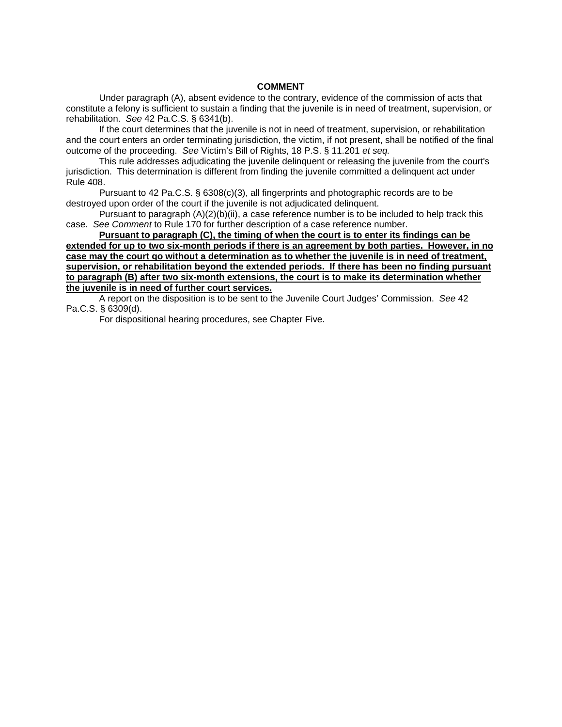**COMMENT**

Under paragraph (A), absent evidence to the contrary, evidence of the commission of acts that constitute a felony is sufficient to sustain a finding that the juvenile is in need of treatment, supervision, or rehabilitation. *See* 42 Pa.C.S. § 6341(b).

If the court determines that the juvenile is not in need of treatment, supervision, or rehabilitation and the court enters an order terminating jurisdiction, the victim, if not present, shall be notified of the final outcome of the proceeding. *See* Victim's Bill of Rights, 18 P.S. § 11.201 *et seq.*

This rule addresses adjudicating the juvenile delinquent or releasing the juvenile from the court's jurisdiction. This determination is different from finding the juvenile committed a delinquent act under Rule 408.

Pursuant to 42 Pa.C.S. § 6308(c)(3), all fingerprints and photographic records are to be destroyed upon order of the court if the juvenile is not adjudicated delinquent.

Pursuant to paragraph (A)(2)(b)(ii), a case reference number is to be included to help track this case. *See Comment* to Rule 170 for further description of a case reference number.

**<u>Pursuant to paragraph (C), the timing of when the court is to enter its findings can be extended for up to two six-month periods if there is an agreement by both parties. However, in no case may the court go without a determination as to whether the juvenile is in need of treatment, supervision, or rehabilitation beyond the extended periods. If there has been no finding pursuant to paragraph (B) after two six-month extensions, the court is to make its determination whether the juvenile is in need of further court services.</u>**

A report on the disposition is to be sent to the Juvenile Court Judges' Commission. *See* 42 Pa.C.S. § 6309(d).

For dispositional hearing procedures, see Chapter Five.